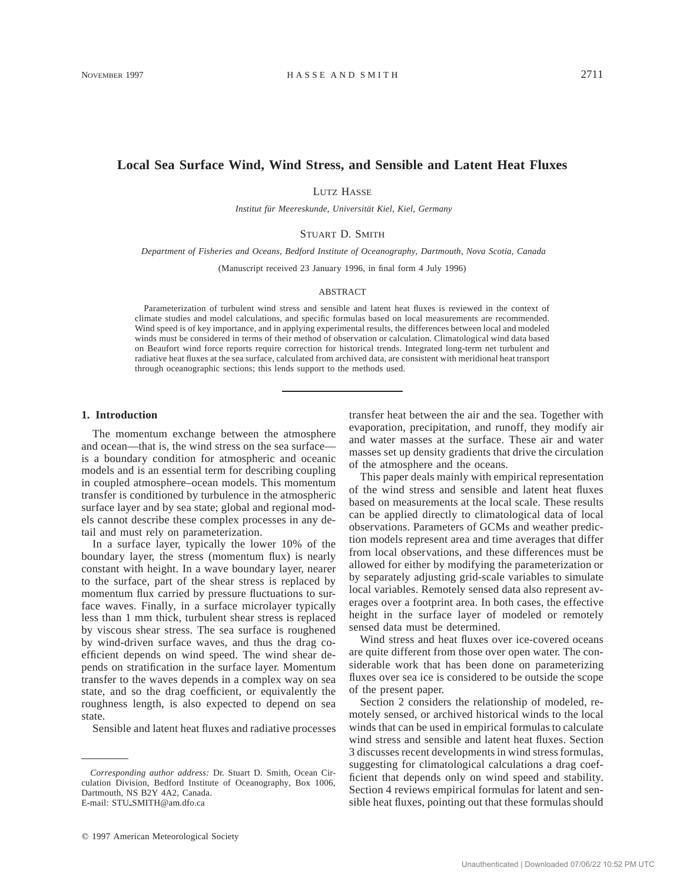# Local Sea Surface Wind, Wind Stress, and Sensible and Latent Heat Fluxes

LUTZ HASSE

*Institut für Meereskunde, Universität Kiel, Kiel, Germany*

STUART D. SMITH

*Department of Fisheries and Oceans, Bedford Institute of Oceanography, Dartmouth, Nova Scotia, Canada*

(Manuscript received 23 January 1996, in final form 4 July 1996)

## ABSTRACT

Parameterization of turbulent wind stress and sensible and latent heat fluxes is reviewed in the context of climate studies and model calculations, and specific formulas based on local measurements are recommended. Wind speed is of key importance, and in applying experimental results, the differences between local and modeled winds must be considered in terms of their method of observation or calculation. Climatological wind data based on Beaufort wind force reports require correction for historical trends. Integrated long-term net turbulent and radiative heat fluxes at the sea surface, calculated from archived data, are consistent with meridional heat transport through oceanographic sections; this lends support to the methods used.

## 1. Introduction

The momentum exchange between the atmosphere and ocean—that is, the wind stress on the sea surface—is a boundary condition for atmospheric and oceanic models and is an essential term for describing coupling in coupled atmosphere–ocean models. This momentum transfer is conditioned by turbulence in the atmospheric surface layer and by sea state; global and regional models cannot describe these complex processes in any detail and must rely on parameterization.

In a surface layer, typically the lower 10% of the boundary layer, the stress (momentum flux) is nearly constant with height. In a wave boundary layer, nearer to the surface, part of the shear stress is replaced by momentum flux carried by pressure fluctuations to surface waves. Finally, in a surface microlayer typically less than 1 mm thick, turbulent shear stress is replaced by viscous shear stress. The sea surface is roughened by wind-driven surface waves, and thus the drag coefficient depends on wind speed. The wind shear depends on stratification in the surface layer. Momentum transfer to the waves depends in a complex way on sea state, and so the drag coefficient, or equivalently the roughness length, is also expected to depend on sea state.

Sensible and latent heat fluxes and radiative processes transfer heat between the air and the sea. Together with evaporation, precipitation, and runoff, they modify air and water masses at the surface. These air and water masses set up density gradients that drive the circulation of the atmosphere and the oceans.

This paper deals mainly with empirical representation of the wind stress and sensible and latent heat fluxes based on measurements at the local scale. These results can be applied directly to climatological data of local observations. Parameters of GCMs and weather prediction models represent area and time averages that differ from local observations, and these differences must be allowed for either by modifying the parameterization or by separately adjusting grid-scale variables to simulate local variables. Remotely sensed data also represent averages over a footprint area. In both cases, the effective height in the surface layer of modeled or remotely sensed data must be determined.

Wind stress and heat fluxes over ice-covered oceans are quite different from those over open water. The considerable work that has been done on parameterizing fluxes over sea ice is considered to be outside the scope of the present paper.

Section 2 considers the relationship of modeled, remotely sensed, or archived historical winds to the local winds that can be used in empirical formulas to calculate wind stress and sensible and latent heat fluxes. Section 3 discusses recent developments in wind stress formulas, suggesting for climatological calculations a drag coefficient that depends only on wind speed and stability. Section 4 reviews empirical formulas for latent and sensible heat fluxes, pointing out that these formulas should

---

*Corresponding author address:* Dr. Stuart D. Smith, Ocean Circulation Division, Bedford Institute of Oceanography, Box 1006, Dartmouth, NS B2Y 4A2, Canada.
E-mail: STU_SMITH@am.dfo.ca

© 1997 American Meteorological Society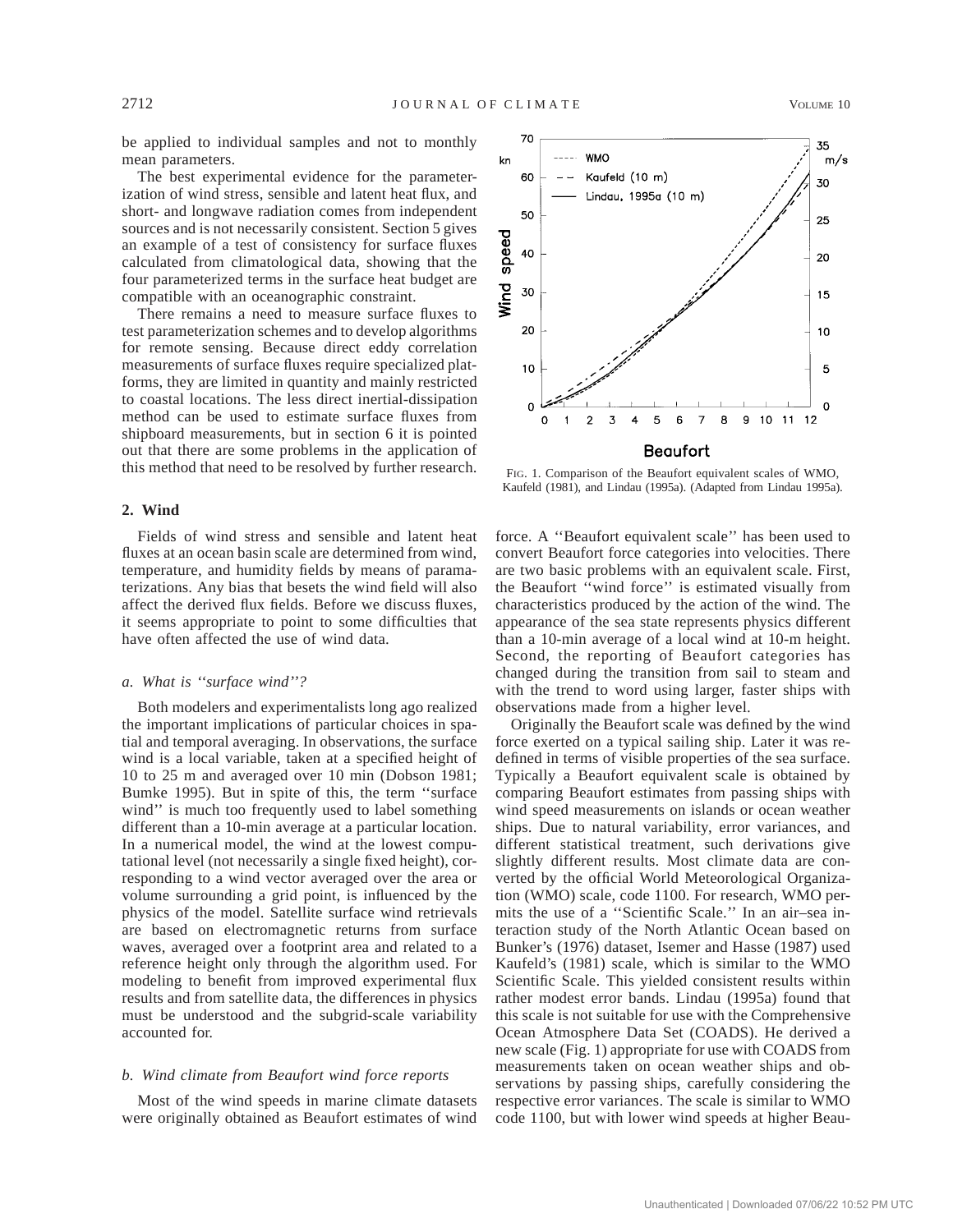be applied to individual samples and not to monthly mean parameters.

The best experimental evidence for the parameterization of wind stress, sensible and latent heat flux, and short- and longwave radiation comes from independent sources and is not necessarily consistent. Section 5 gives an example of a test of consistency for surface fluxes calculated from climatological data, showing that the four parameterized terms in the surface heat budget are compatible with an oceanographic constraint.

There remains a need to measure surface fluxes to test parameterization schemes and to develop algorithms for remote sensing. Because direct eddy correlation measurements of surface fluxes require specialized platforms, they are limited in quantity and mainly restricted to coastal locations. The less direct inertial-dissipation method can be used to estimate surface fluxes from shipboard measurements, but in section 6 it is pointed out that there are some problems in the application of this method that need to be resolved by further research.

FIG. 1. Comparison of the Beaufort equivalent scales of WMO, Kaufeld (1981), and Lindau (1995a). (Adapted from Lindau 1995a).

## 2. Wind

Fields of wind stress and sensible and latent heat fluxes at an ocean basin scale are determined from wind, temperature, and humidity fields by means of paramaterizations. Any bias that besets the wind field will also affect the derived flux fields. Before we discuss fluxes, it seems appropriate to point to some difficulties that have often affected the use of wind data.

### *a. What is ''surface wind''?*

Both modelers and experimentalists long ago realized the important implications of particular choices in spatial and temporal averaging. In observations, the surface wind is a local variable, taken at a specified height of 10 to 25 m and averaged over 10 min (Dobson 1981; Bumke 1995). But in spite of this, the term ''surface wind'' is much too frequently used to label something different than a 10-min average at a particular location. In a numerical model, the wind at the lowest computational level (not necessarily a single fixed height), corresponding to a wind vector averaged over the area or volume surrounding a grid point, is influenced by the physics of the model. Satellite surface wind retrievals are based on electromagnetic returns from surface waves, averaged over a footprint area and related to a reference height only through the algorithm used. For modeling to benefit from improved experimental flux results and from satellite data, the differences in physics must be understood and the subgrid-scale variability accounted for.

### *b. Wind climate from Beaufort wind force reports*

Most of the wind speeds in marine climate datasets were originally obtained as Beaufort estimates of wind force. A ''Beaufort equivalent scale'' has been used to convert Beaufort force categories into velocities. There are two basic problems with an equivalent scale. First, the Beaufort ''wind force'' is estimated visually from characteristics produced by the action of the wind. The appearance of the sea state represents physics different than a 10-min average of a local wind at 10-m height. Second, the reporting of Beaufort categories has changed during the transition from sail to steam and with the trend to word using larger, faster ships with observations made from a higher level.

Originally the Beaufort scale was defined by the wind force exerted on a typical sailing ship. Later it was redefined in terms of visible properties of the sea surface. Typically a Beaufort equivalent scale is obtained by comparing Beaufort estimates from passing ships with wind speed measurements on islands or ocean weather ships. Due to natural variability, error variances, and different statistical treatment, such derivations give slightly different results. Most climate data are converted by the official World Meteorological Organization (WMO) scale, code 1100. For research, WMO permits the use of a ''Scientific Scale.'' In an air–sea interaction study of the North Atlantic Ocean based on Bunker's (1976) dataset, Isemer and Hasse (1987) used Kaufeld's (1981) scale, which is similar to the WMO Scientific Scale. This yielded consistent results within rather modest error bands. Lindau (1995a) found that this scale is not suitable for use with the Comprehensive Ocean Atmosphere Data Set (COADS). He derived a new scale (Fig. 1) appropriate for use with COADS from measurements taken on ocean weather ships and observations by passing ships, carefully considering the respective error variances. The scale is similar to WMO code 1100, but with lower wind speeds at higher Beau-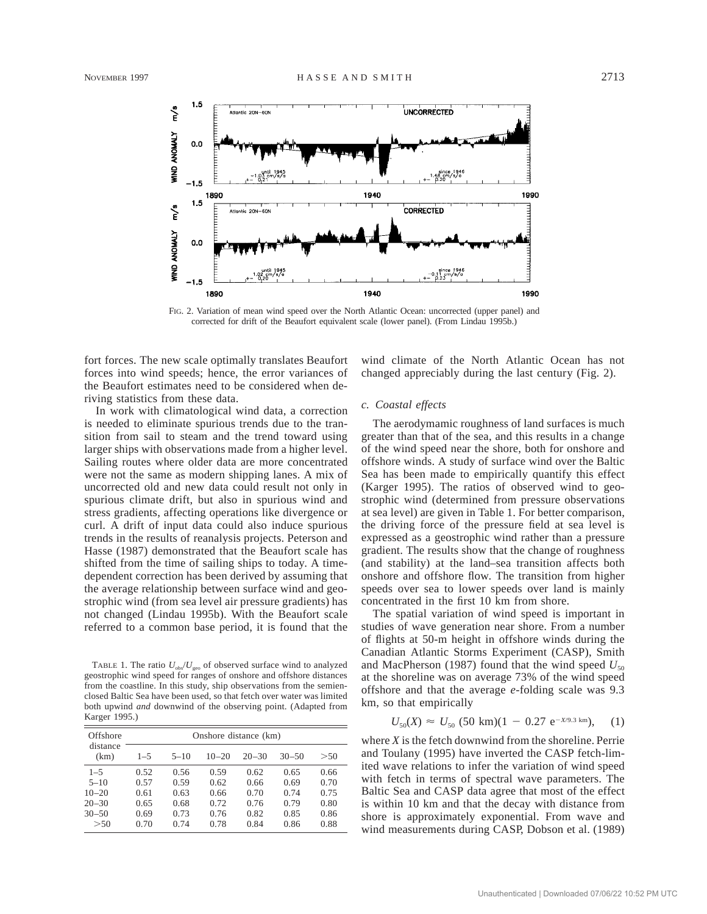FIG. 2. Variation of mean wind speed over the North Atlantic Ocean: uncorrected (upper panel) and corrected for drift of the Beaufort equivalent scale (lower panel). (From Lindau 1995b.)

fort forces. The new scale optimally translates Beaufort forces into wind speeds; hence, the error variances of the Beaufort estimates need to be considered when deriving statistics from these data.

In work with climatological wind data, a correction is needed to eliminate spurious trends due to the transition from sail to steam and the trend toward using larger ships with observations made from a higher level. Sailing routes where older data are more concentrated were not the same as modern shipping lanes. A mix of uncorrected old and new data could result not only in spurious climate drift, but also in spurious wind and stress gradients, affecting operations like divergence or curl. A drift of input data could also induce spurious trends in the results of reanalysis projects. Peterson and Hasse (1987) demonstrated that the Beaufort scale has shifted from the time of sailing ships to today. A time-dependent correction has been derived by assuming that the average relationship between surface wind and geostrophic wind (from sea level air pressure gradients) has not changed (Lindau 1995b). With the Beaufort scale referred to a common base period, it is found that the wind climate of the North Atlantic Ocean has not changed appreciably during the last century (Fig. 2).

TABLE 1. The ratio $U_{obs}/U_{geo}$ of observed surface wind to analyzed geostrophic wind speed for ranges of onshore and offshore distances from the coastline. In this study, ship observations from the semienclosed Baltic Sea have been used, so that fetch over water was limited both upwind *and* downwind of the observing point. (Adapted from Karger 1995.)

| Offshore distance (km) | Onshore distance (km) | | | | | |
|---|---|---|---|---|---|---|
| | 1–5 | 5–10 | 10–20 | 20–30 | 30–50 | >50 |
| 1–5 | 0.52 | 0.56 | 0.59 | 0.62 | 0.65 | 0.66 |
| 5–10 | 0.57 | 0.59 | 0.62 | 0.66 | 0.69 | 0.70 |
| 10–20 | 0.61 | 0.63 | 0.66 | 0.70 | 0.74 | 0.75 |
| 20–30 | 0.65 | 0.68 | 0.72 | 0.76 | 0.79 | 0.80 |
| 30–50 | 0.69 | 0.73 | 0.76 | 0.82 | 0.85 | 0.86 |
| >50 | 0.70 | 0.74 | 0.78 | 0.84 | 0.86 | 0.88 |

### *c. Coastal effects*

The aerodymamic roughness of land surfaces is much greater than that of the sea, and this results in a change of the wind speed near the shore, both for onshore and offshore winds. A study of surface wind over the Baltic Sea has been made to empirically quantify this effect (Karger 1995). The ratios of observed wind to geostrophic wind (determined from pressure observations at sea level) are given in Table 1. For better comparison, the driving force of the pressure field at sea level is expressed as a geostrophic wind rather than a pressure gradient. The results show that the change of roughness (and stability) at the land–sea transition affects both onshore and offshore flow. The transition from higher speeds over sea to lower speeds over land is mainly concentrated in the first 10 km from shore.

The spatial variation of wind speed is important in studies of wave generation near shore. From a number of flights at 50-m height in offshore winds during the Canadian Atlantic Storms Experiment (CASP), Smith and MacPherson (1987) found that the wind speed $U_{50}$ at the shoreline was on average 73% of the wind speed offshore and that the average *e*-folding scale was 9.3 km, so that empirically

$$U_{50}(X) \approx U_{50}\ (50\ \text{km})(1 - 0.27\ e^{-X/9.3\ \text{km}}), \qquad (1)$$

where $X$ is the fetch downwind from the shoreline. Perrie and Toulany (1995) have inverted the CASP fetch-limited wave relations to infer the variation of wind speed with fetch in terms of spectral wave parameters. The Baltic Sea and CASP data agree that most of the effect is within 10 km and that the decay with distance from shore is approximately exponential. From wave and wind measurements during CASP, Dobson et al. (1989)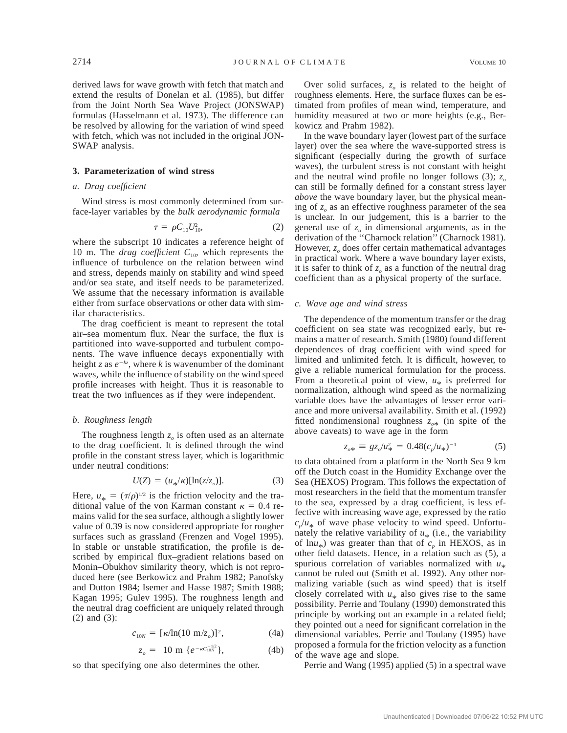derived laws for wave growth with fetch that match and extend the results of Donelan et al. (1985), but differ from the Joint North Sea Wave Project (JONSWAP) formulas (Hasselmann et al. 1973). The difference can be resolved by allowing for the variation of wind speed with fetch, which was not included in the original JONSWAP analysis.

## 3. Parameterization of wind stress

### *a. Drag coefficient*

Wind stress is most commonly determined from surface-layer variables by the *bulk aerodynamic formula*

$$\tau = \rho C_{10} U_{10}^2, \tag{2}$$

where the subscript 10 indicates a reference height of 10 m. The *drag coefficient* $C_{10}$, which represents the influence of turbulence on the relation between wind and stress, depends mainly on stability and wind speed and/or sea state, and itself needs to be parameterized. We assume that the necessary information is available either from surface observations or other data with similar characteristics.

The drag coefficient is meant to represent the total air–sea momentum flux. Near the surface, the flux is partitioned into wave-supported and turbulent components. The wave influence decays exponentially with height $z$ as $e^{-kz}$, where $k$ is wavenumber of the dominant waves, while the influence of stability on the wind speed profile increases with height. Thus it is reasonable to treat the two influences as if they were independent.

### *b. Roughness length*

The roughness length $z_o$ is often used as an alternate to the drag coefficient. It is defined through the wind profile in the constant stress layer, which is logarithmic under neutral conditions:

$$U(Z) = (u_*/\kappa)[\ln(z/z_o)]. \tag{3}$$

Here, $u_* = (\tau/\rho)^{1/2}$ is the friction velocity and the traditional value of the von Karman constant $\kappa = 0.4$ remains valid for the sea surface, although a slightly lower value of 0.39 is now considered appropriate for rougher surfaces such as grassland (Frenzen and Vogel 1995). In stable or unstable stratification, the profile is described by empirical flux–gradient relations based on Monin–Obukhov similarity theory, which is not reproduced here (see Berkowicz and Prahm 1982; Panofsky and Dutton 1984; Isemer and Hasse 1987; Smith 1988; Kagan 1995; Gulev 1995). The roughness length and the neutral drag coefficient are uniquely related through (2) and (3):

$$c_{10N} = [\kappa/\ln(10 \text{ m}/z_o)]^2, \tag{4a}$$

$$z_o = 10 \text{ m } \{e^{-\kappa C_{10N}^{-1/2}}\}, \tag{4b}$$

so that specifying one also determines the other.

Over solid surfaces, $z_o$ is related to the height of roughness elements. Here, the surface fluxes can be estimated from profiles of mean wind, temperature, and humidity measured at two or more heights (e.g., Berkowicz and Prahm 1982).

In the wave boundary layer (lowest part of the surface layer) over the sea where the wave-supported stress is significant (especially during the growth of surface waves), the turbulent stress is not constant with height and the neutral wind profile no longer follows (3); $z_o$ can still be formally defined for a constant stress layer *above* the wave boundary layer, but the physical meaning of $z_o$ as an effective roughness parameter of the sea is unclear. In our judgement, this is a barrier to the general use of $z_o$ in dimensional arguments, as in the derivation of the ''Charnock relation'' (Charnock 1981). However, $z_o$ does offer certain mathematical advantages in practical work. Where a wave boundary layer exists, it is safer to think of $z_o$ as a function of the neutral drag coefficient than as a physical property of the surface.

### *c. Wave age and wind stress*

The dependence of the momentum transfer or the drag coefficient on sea state was recognized early, but remains a matter of research. Smith (1980) found different dependences of drag coefficient with wind speed for limited and unlimited fetch. It is difficult, however, to give a reliable numerical formulation for the process. From a theoretical point of view, $u_*$ is preferred for normalization, although wind speed as the normalizing variable does have the advantages of lesser error variance and more universal availability. Smith et al. (1992) fitted nondimensional roughness $z_{o*}$ (in spite of the above caveats) to wave age in the form

$$z_{o*} \equiv g z_o/u_*^2 = 0.48(c_p/u_*)^{-1} \tag{5}$$

to data obtained from a platform in the North Sea 9 km off the Dutch coast in the Humidity Exchange over the Sea (HEXOS) Program. This follows the expectation of most researchers in the field that the momentum transfer to the sea, expressed by a drag coefficient, is less effective with increasing wave age, expressed by the ratio $c_p/u_*$ of wave phase velocity to wind speed. Unfortunately the relative variability of $u_*$ (i.e., the variability of $\ln u_*$) was greater than that of $c_p$ in HEXOS, as in other field datasets. Hence, in a relation such as (5), a spurious correlation of variables normalized with $u_*$ cannot be ruled out (Smith et al. 1992). Any other normalizing variable (such as wind speed) that is itself closely correlated with $u_*$ also gives rise to the same possibility. Perrie and Toulany (1990) demonstrated this principle by working out an example in a related field; they pointed out a need for significant correlation in the dimensional variables. Perrie and Toulany (1995) have proposed a formula for the friction velocity as a function of the wave age and slope.

Perrie and Wang (1995) applied (5) in a spectral wave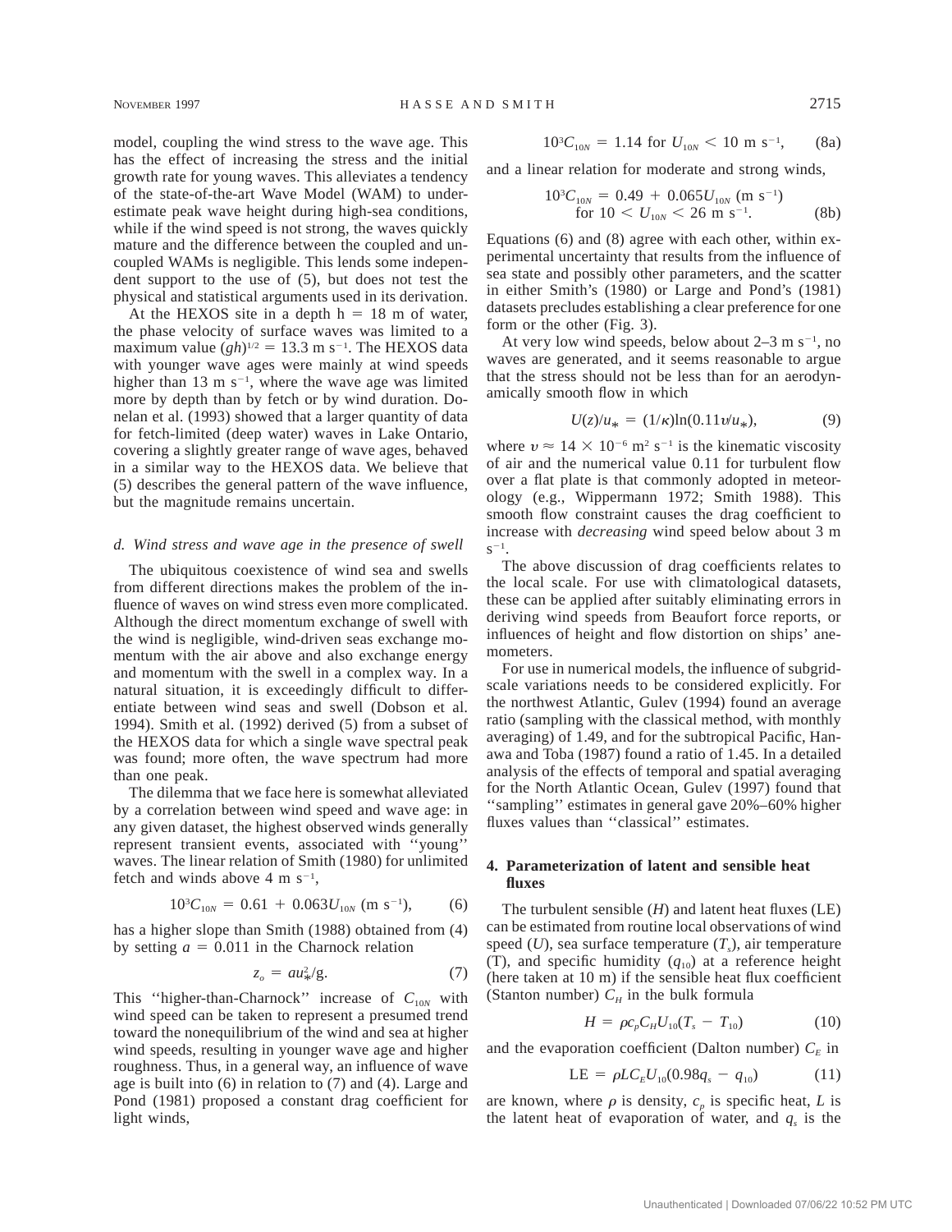model, coupling the wind stress to the wave age. This has the effect of increasing the stress and the initial growth rate for young waves. This alleviates a tendency of the state-of-the-art Wave Model (WAM) to underestimate peak wave height during high-sea conditions, while if the wind speed is not strong, the waves quickly mature and the difference between the coupled and uncoupled WAMs is negligible. This lends some independent support to the use of (5), but does not test the physical and statistical arguments used in its derivation.

At the HEXOS site in a depth $h = 18$ m of water, the phase velocity of surface waves was limited to a maximum value $(gh)^{1/2} = 13.3$ m s$^{-1}$. The HEXOS data with younger wave ages were mainly at wind speeds higher than 13 m s$^{-1}$, where the wave age was limited more by depth than by fetch or by wind duration. Donelan et al. (1993) showed that a larger quantity of data for fetch-limited (deep water) waves in Lake Ontario, covering a slightly greater range of wave ages, behaved in a similar way to the HEXOS data. We believe that (5) describes the general pattern of the wave influence, but the magnitude remains uncertain.

### *d. Wind stress and wave age in the presence of swell*

The ubiquitous coexistence of wind sea and swells from different directions makes the problem of the influence of waves on wind stress even more complicated. Although the direct momentum exchange of swell with the wind is negligible, wind-driven seas exchange momentum with the air above and also exchange energy and momentum with the swell in a complex way. In a natural situation, it is exceedingly difficult to differentiate between wind seas and swell (Dobson et al. 1994). Smith et al. (1992) derived (5) from a subset of the HEXOS data for which a single wave spectral peak was found; more often, the wave spectrum had more than one peak.

The dilemma that we face here is somewhat alleviated by a correlation between wind speed and wave age: in any given dataset, the highest observed winds generally represent transient events, associated with ''young'' waves. The linear relation of Smith (1980) for unlimited fetch and winds above 4 m s$^{-1}$,

$$10^3 C_{10N} = 0.61 + 0.063 U_{10N} \text{ (m s}^{-1}\text{)}, \qquad (6)$$

has a higher slope than Smith (1988) obtained from (4) by setting $a = 0.011$ in the Charnock relation

$$z_o = a u_*^2 / g. \qquad (7)$$

This ''higher-than-Charnock'' increase of $C_{10N}$ with wind speed can be taken to represent a presumed trend toward the nonequilibrium of the wind and sea at higher wind speeds, resulting in younger wave age and higher roughness. Thus, in a general way, an influence of wave age is built into (6) in relation to (7) and (4). Large and Pond (1981) proposed a constant drag coefficient for light winds,

$$10^3 C_{10N} = 1.14 \text{ for } U_{10N} < 10 \text{ m s}^{-1}, \qquad (8a)$$

and a linear relation for moderate and strong winds,

$$10^3 C_{10N} = 0.49 + 0.065 U_{10N} \text{ (m s}^{-1}\text{)} \quad \text{for } 10 < U_{10N} < 26 \text{ m s}^{-1}. \qquad (8b)$$

Equations (6) and (8) agree with each other, within experimental uncertainty that results from the influence of sea state and possibly other parameters, and the scatter in either Smith's (1980) or Large and Pond's (1981) datasets precludes establishing a clear preference for one form or the other (Fig. 3).

At very low wind speeds, below about 2–3 m s$^{-1}$, no waves are generated, and it seems reasonable to argue that the stress should not be less than for an aerodynamically smooth flow in which

$$U(z)/u_* = (1/\kappa)\ln(0.11 \upsilon / u_*), \qquad (9)$$

where $\upsilon \approx 14 \times 10^{-6}$ m$^2$ s$^{-1}$ is the kinematic viscosity of air and the numerical value 0.11 for turbulent flow over a flat plate is that commonly adopted in meteorology (e.g., Wippermann 1972; Smith 1988). This smooth flow constraint causes the drag coefficient to increase with *decreasing* wind speed below about 3 m s$^{-1}$.

The above discussion of drag coefficients relates to the local scale. For use with climatological datasets, these can be applied after suitably eliminating errors in deriving wind speeds from Beaufort force reports, or influences of height and flow distortion on ships' anemometers.

For use in numerical models, the influence of subgrid-scale variations needs to be considered explicitly. For the northwest Atlantic, Gulev (1994) found an average ratio (sampling with the classical method, with monthly averaging) of 1.49, and for the subtropical Pacific, Hanawa and Toba (1987) found a ratio of 1.45. In a detailed analysis of the effects of temporal and spatial averaging for the North Atlantic Ocean, Gulev (1997) found that ''sampling'' estimates in general gave 20%–60% higher fluxes values than ''classical'' estimates.

## **4. Parameterization of latent and sensible heat fluxes**

The turbulent sensible ($H$) and latent heat fluxes (LE) can be estimated from routine local observations of wind speed ($U$), sea surface temperature ($T_s$), air temperature (T), and specific humidity ($q_{10}$) at a reference height (here taken at 10 m) if the sensible heat flux coefficient (Stanton number) $C_H$ in the bulk formula

$$H = \rho c_p C_H U_{10}(T_s - T_{10}) \qquad (10)$$

and the evaporation coefficient (Dalton number) $C_E$ in

$$\text{LE} = \rho L C_E U_{10}(0.98 q_s - q_{10}) \qquad (11)$$

are known, where $\rho$ is density, $c_p$ is specific heat, $L$ is the latent heat of evaporation of water, and $q_s$ is the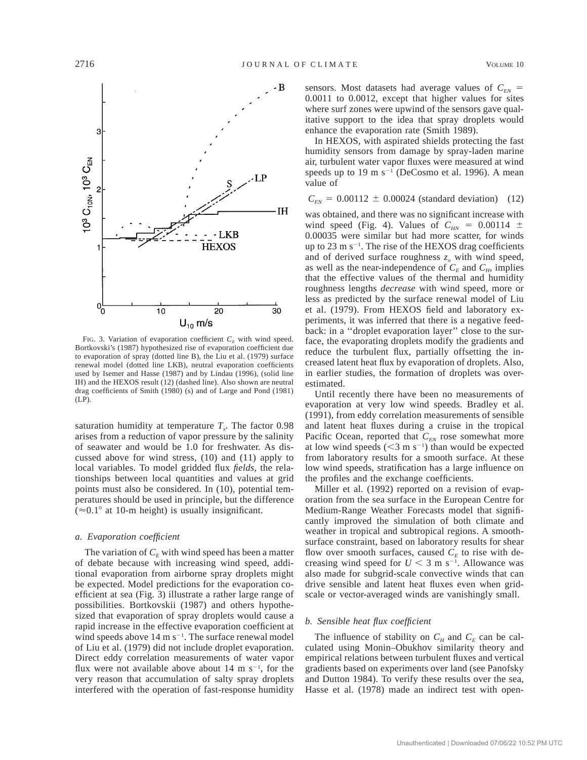FIG. 3. Variation of evaporation coefficient $C_E$ with wind speed. Bortkovski's (1987) hypothesized rise of evaporation coefficient due to evaporation of spray (dotted line B), the Liu et al. (1979) surface renewal model (dotted line LKB), neutral evaporation coefficients used by Isemer and Hasse (1987) and by Lindau (1996), (solid line IH) and the HEXOS result (12) (dashed line). Also shown are neutral drag coefficients of Smith (1980) (s) and of Large and Pond (1981) (LP).

saturation humidity at temperature $T_s$. The factor 0.98 arises from a reduction of vapor pressure by the salinity of seawater and would be 1.0 for freshwater. As discussed above for wind stress, (10) and (11) apply to local variables. To model gridded flux *fields*, the relationships between local quantities and values at grid points must also be considered. In (10), potential temperatures should be used in principle, but the difference ($\approx 0.1°$ at 10-m height) is usually insignificant.

### *a. Evaporation coefficient*

The variation of $C_E$ with wind speed has been a matter of debate because with increasing wind speed, additional evaporation from airborne spray droplets might be expected. Model predictions for the evaporation coefficient at sea (Fig. 3) illustrate a rather large range of possibilities. Bortkovskii (1987) and others hypothesized that evaporation of spray droplets would cause a rapid increase in the effective evaporation coefficient at wind speeds above 14 m s$^{-1}$. The surface renewal model of Liu et al. (1979) did not include droplet evaporation. Direct eddy correlation measurements of water vapor flux were not available above about 14 m s$^{-1}$, for the very reason that accumulation of salty spray droplets interfered with the operation of fast-response humidity sensors. Most datasets had average values of $C_{EN}$ = 0.0011 to 0.0012, except that higher values for sites where surf zones were upwind of the sensors gave qualitative support to the idea that spray droplets would enhance the evaporation rate (Smith 1989).

In HEXOS, with aspirated shields protecting the fast humidity sensors from damage by spray-laden marine air, turbulent water vapor fluxes were measured at wind speeds up to 19 m s$^{-1}$ (DeCosmo et al. 1996). A mean value of

$$C_{EN} = 0.00112 \pm 0.00024 \text{ (standard deviation)} \quad (12)$$

was obtained, and there was no significant increase with wind speed (Fig. 4). Values of $C_{HN} = 0.00114 \pm 0.00035$ were similar but had more scatter, for winds up to 23 m s$^{-1}$. The rise of the HEXOS drag coefficients and of derived surface roughness $z_o$ with wind speed, as well as the near-independence of $C_E$ and $C_H$, implies that the effective values of the thermal and humidity roughness lengths *decrease* with wind speed, more or less as predicted by the surface renewal model of Liu et al. (1979). From HEXOS field and laboratory experiments, it was inferred that there is a negative feedback: in a ''droplet evaporation layer'' close to the surface, the evaporating droplets modify the gradients and reduce the turbulent flux, partially offsetting the increased latent heat flux by evaporation of droplets. Also, in earlier studies, the formation of droplets was overestimated.

Until recently there have been no measurements of evaporation at very low wind speeds. Bradley et al. (1991), from eddy correlation measurements of sensible and latent heat fluxes during a cruise in the tropical Pacific Ocean, reported that $C_{EN}$ rose somewhat more at low wind speeds ($<3$ m s$^{-1}$) than would be expected from laboratory results for a smooth surface. At these low wind speeds, stratification has a large influence on the profiles and the exchange coefficients.

Miller et al. (1992) reported on a revision of evaporation from the sea surface in the European Centre for Medium-Range Weather Forecasts model that significantly improved the simulation of both climate and weather in tropical and subtropical regions. A smooth-surface constraint, based on laboratory results for shear flow over smooth surfaces, caused $C_E$ to rise with decreasing wind speed for $U < 3$ m s$^{-1}$. Allowance was also made for subgrid-scale convective winds that can drive sensible and latent heat fluxes even when grid-scale or vector-averaged winds are vanishingly small.

### *b. Sensible heat flux coefficient*

The influence of stability on $C_H$ and $C_E$ can be calculated using Monin–Obukhov similarity theory and empirical relations between turbulent fluxes and vertical gradients based on experiments over land (see Panofsky and Dutton 1984). To verify these results over the sea, Hasse et al. (1978) made an indirect test with open-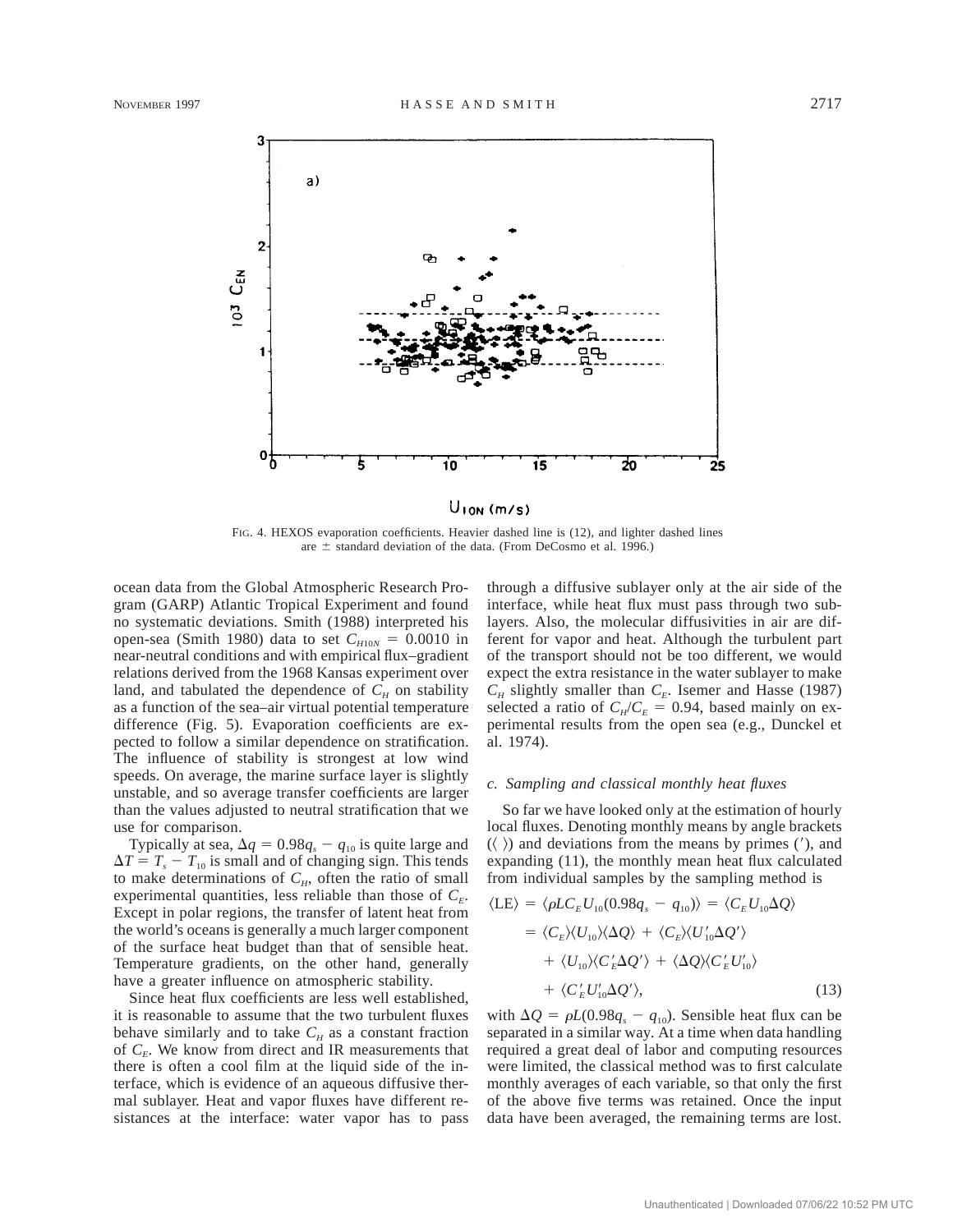FIG. 4. HEXOS evaporation coefficients. Heavier dashed line is (12), and lighter dashed lines are ± standard deviation of the data. (From DeCosmo et al. 1996.)

ocean data from the Global Atmospheric Research Program (GARP) Atlantic Tropical Experiment and found no systematic deviations. Smith (1988) interpreted his open-sea (Smith 1980) data to set $C_{H10N} = 0.0010$ in near-neutral conditions and with empirical flux–gradient relations derived from the 1968 Kansas experiment over land, and tabulated the dependence of $C_H$ on stability as a function of the sea–air virtual potential temperature difference (Fig. 5). Evaporation coefficients are expected to follow a similar dependence on stratification. The influence of stability is strongest at low wind speeds. On average, the marine surface layer is slightly unstable, and so average transfer coefficients are larger than the values adjusted to neutral stratification that we use for comparison.

Typically at sea, $\Delta q = 0.98q_s - q_{10}$ is quite large and $\Delta T = T_s - T_{10}$ is small and of changing sign. This tends to make determinations of $C_H$, often the ratio of small experimental quantities, less reliable than those of $C_E$. Except in polar regions, the transfer of latent heat from the world's oceans is generally a much larger component of the surface heat budget than that of sensible heat. Temperature gradients, on the other hand, generally have a greater influence on atmospheric stability.

Since heat flux coefficients are less well established, it is reasonable to assume that the two turbulent fluxes behave similarly and to take $C_H$ as a constant fraction of $C_E$. We know from direct and IR measurements that there is often a cool film at the liquid side of the interface, which is evidence of an aqueous diffusive thermal sublayer. Heat and vapor fluxes have different resistances at the interface: water vapor has to pass through a diffusive sublayer only at the air side of the interface, while heat flux must pass through two sublayers. Also, the molecular diffusivities in air are different for vapor and heat. Although the turbulent part of the transport should not be too different, we would expect the extra resistance in the water sublayer to make $C_H$ slightly smaller than $C_E$. Isemer and Hasse (1987) selected a ratio of $C_H/C_E = 0.94$, based mainly on experimental results from the open sea (e.g., Dunckel et al. 1974).

### *c. Sampling and classical monthly heat fluxes*

So far we have looked only at the estimation of hourly local fluxes. Denoting monthly means by angle brackets ($\langle\ \rangle$) and deviations from the means by primes ($'$), and expanding (11), the monthly mean heat flux calculated from individual samples by the sampling method is

$$\begin{aligned}\langle \mathrm{LE} \rangle &= \langle \rho L C_E U_{10}(0.98q_s - q_{10}) \rangle = \langle C_E U_{10} \Delta Q \rangle \\ &= \langle C_E \rangle \langle U_{10} \rangle \langle \Delta Q \rangle + \langle C_E \rangle \langle U'_{10} \Delta Q' \rangle \\ &\quad + \langle U_{10} \rangle \langle C'_E \Delta Q' \rangle + \langle \Delta Q \rangle \langle C'_E U'_{10} \rangle \\ &\quad + \langle C'_E U'_{10} \Delta Q' \rangle, \end{aligned} \tag{13}$$

with $\Delta Q = \rho L(0.98q_s - q_{10})$. Sensible heat flux can be separated in a similar way. At a time when data handling required a great deal of labor and computing resources were limited, the classical method was to first calculate monthly averages of each variable, so that only the first of the above five terms was retained. Once the input data have been averaged, the remaining terms are lost.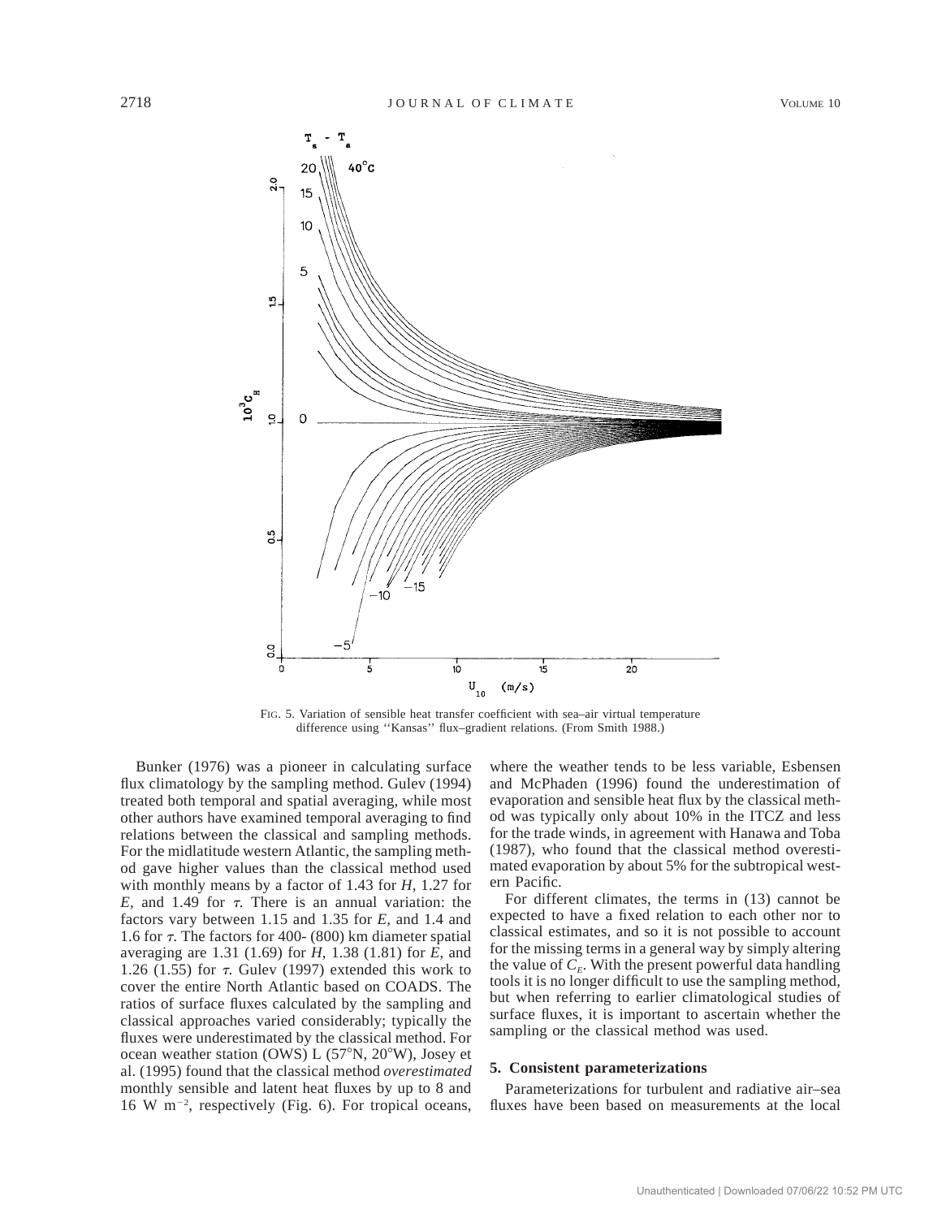FIG. 5. Variation of sensible heat transfer coefficient with sea–air virtual temperature difference using ''Kansas'' flux–gradient relations. (From Smith 1988.)

Bunker (1976) was a pioneer in calculating surface flux climatology by the sampling method. Gulev (1994) treated both temporal and spatial averaging, while most other authors have examined temporal averaging to find relations between the classical and sampling methods. For the midlatitude western Atlantic, the sampling method gave higher values than the classical method used with monthly means by a factor of 1.43 for $H$, 1.27 for $E$, and 1.49 for $\tau$. There is an annual variation: the factors vary between 1.15 and 1.35 for $E$, and 1.4 and 1.6 for $\tau$. The factors for 400- (800) km diameter spatial averaging are 1.31 (1.69) for $H$, 1.38 (1.81) for $E$, and 1.26 (1.55) for $\tau$. Gulev (1997) extended this work to cover the entire North Atlantic based on COADS. The ratios of surface fluxes calculated by the sampling and classical approaches varied considerably; typically the fluxes were underestimated by the classical method. For ocean weather station (OWS) L (57°N, 20°W), Josey et al. (1995) found that the classical method *overestimated* monthly sensible and latent heat fluxes by up to 8 and 16 W m$^{-2}$, respectively (Fig. 6). For tropical oceans, where the weather tends to be less variable, Esbensen and McPhaden (1996) found the underestimation of evaporation and sensible heat flux by the classical method was typically only about 10% in the ITCZ and less for the trade winds, in agreement with Hanawa and Toba (1987), who found that the classical method overestimated evaporation by about 5% for the subtropical western Pacific.

For different climates, the terms in (13) cannot be expected to have a fixed relation to each other nor to classical estimates, and so it is not possible to account for the missing terms in a general way by simply altering the value of $C_E$. With the present powerful data handling tools it is no longer difficult to use the sampling method, but when referring to earlier climatological studies of surface fluxes, it is important to ascertain whether the sampling or the classical method was used.

## 5. Consistent parameterizations

Parameterizations for turbulent and radiative air–sea fluxes have been based on measurements at the local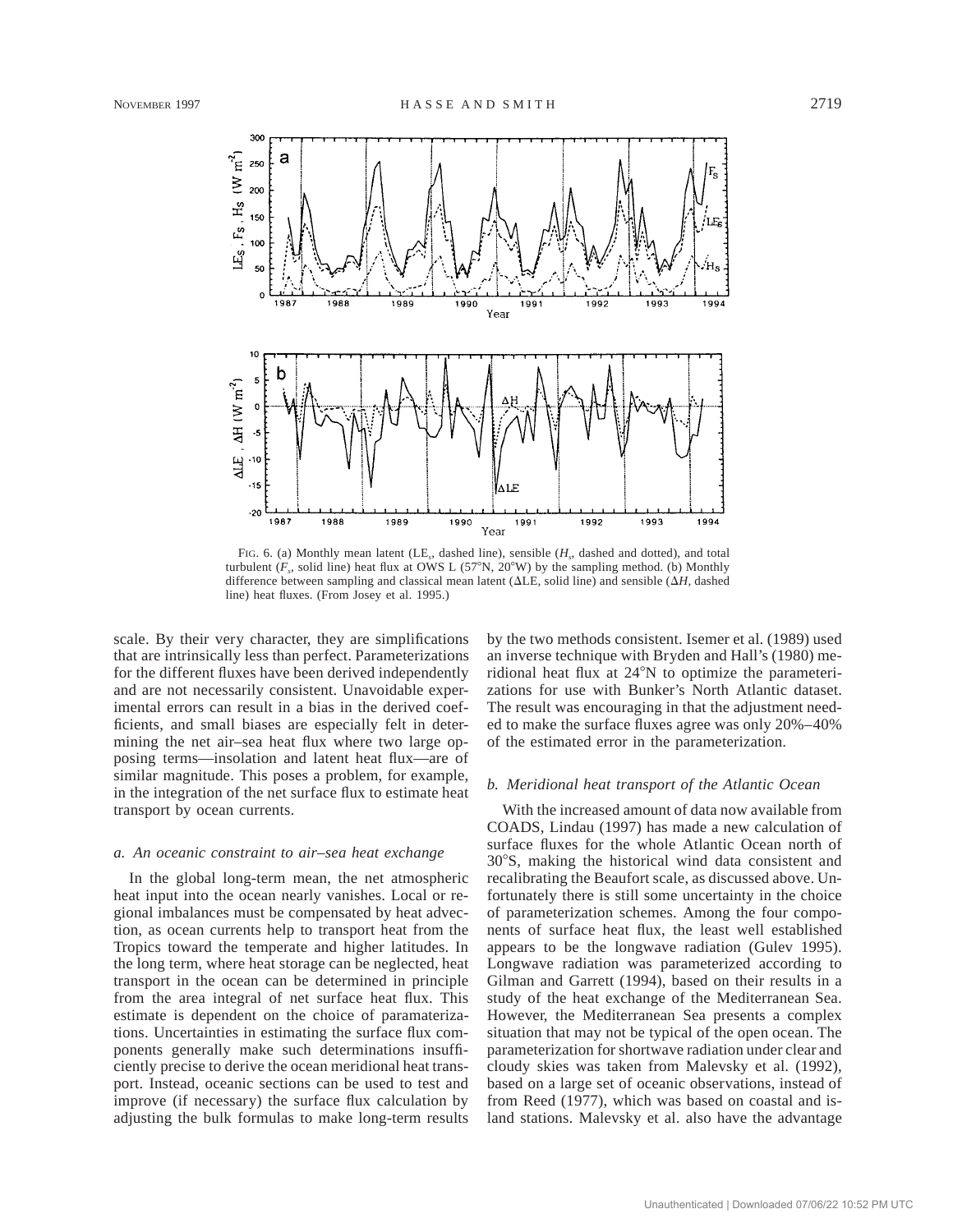FIG. 6. (a) Monthly mean latent ($LE_s$, dashed line), sensible ($H_s$, dashed and dotted), and total turbulent ($F_s$, solid line) heat flux at OWS L (57°N, 20°W) by the sampling method. (b) Monthly difference between sampling and classical mean latent ($\Delta LE$, solid line) and sensible ($\Delta H$, dashed line) heat fluxes. (From Josey et al. 1995.)

scale. By their very character, they are simplifications that are intrinsically less than perfect. Parameterizations for the different fluxes have been derived independently and are not necessarily consistent. Unavoidable experimental errors can result in a bias in the derived coefficients, and small biases are especially felt in determining the net air–sea heat flux where two large opposing terms—insolation and latent heat flux—are of similar magnitude. This poses a problem, for example, in the integration of the net surface flux to estimate heat transport by ocean currents.

### *a. An oceanic constraint to air–sea heat exchange*

In the global long-term mean, the net atmospheric heat input into the ocean nearly vanishes. Local or regional imbalances must be compensated by heat advection, as ocean currents help to transport heat from the Tropics toward the temperate and higher latitudes. In the long term, where heat storage can be neglected, heat transport in the ocean can be determined in principle from the area integral of net surface heat flux. This estimate is dependent on the choice of paramaterizations. Uncertainties in estimating the surface flux components generally make such determinations insufficiently precise to derive the ocean meridional heat transport. Instead, oceanic sections can be used to test and improve (if necessary) the surface flux calculation by adjusting the bulk formulas to make long-term results by the two methods consistent. Isemer et al. (1989) used an inverse technique with Bryden and Hall's (1980) meridional heat flux at 24°N to optimize the parameterizations for use with Bunker's North Atlantic dataset. The result was encouraging in that the adjustment needed to make the surface fluxes agree was only 20%–40% of the estimated error in the parameterization.

### *b. Meridional heat transport of the Atlantic Ocean*

With the increased amount of data now available from COADS, Lindau (1997) has made a new calculation of surface fluxes for the whole Atlantic Ocean north of 30°S, making the historical wind data consistent and recalibrating the Beaufort scale, as discussed above. Unfortunately there is still some uncertainty in the choice of parameterization schemes. Among the four components of surface heat flux, the least well established appears to be the longwave radiation (Gulev 1995). Longwave radiation was parameterized according to Gilman and Garrett (1994), based on their results in a study of the heat exchange of the Mediterranean Sea. However, the Mediterranean Sea presents a complex situation that may not be typical of the open ocean. The parameterization for shortwave radiation under clear and cloudy skies was taken from Malevsky et al. (1992), based on a large set of oceanic observations, instead of from Reed (1977), which was based on coastal and island stations. Malevsky et al. also have the advantage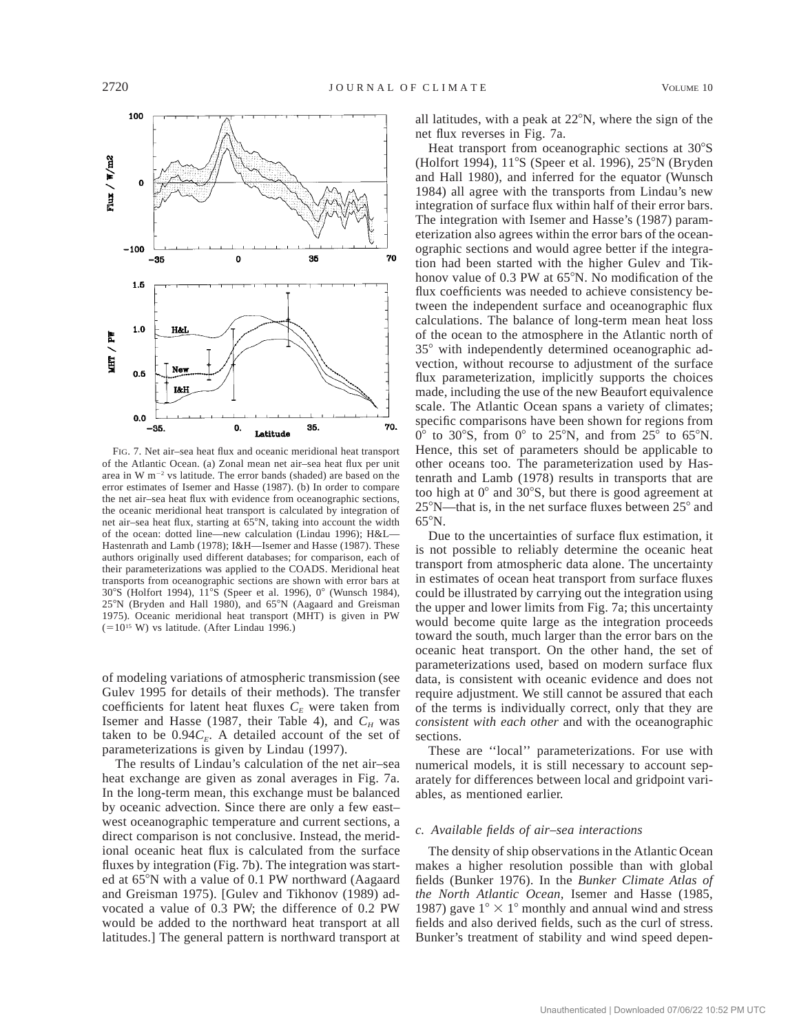FIG. 7. Net air–sea heat flux and oceanic meridional heat transport of the Atlantic Ocean. (a) Zonal mean net air–sea heat flux per unit area in W m$^{-2}$ vs latitude. The error bands (shaded) are based on the error estimates of Isemer and Hasse (1987). (b) In order to compare the net air–sea heat flux with evidence from oceanographic sections, the oceanic meridional heat transport is calculated by integration of net air–sea heat flux, starting at 65°N, taking into account the width of the ocean: dotted line—new calculation (Lindau 1996); H&L—Hastenrath and Lamb (1978); I&H—Isemer and Hasse (1987). These authors originally used different databases; for comparison, each of their parameterizations was applied to the COADS. Meridional heat transports from oceanographic sections are shown with error bars at 30°S (Holfort 1994), 11°S (Speer et al. 1996), 0° (Wunsch 1984), 25°N (Bryden and Hall 1980), and 65°N (Aagaard and Greisman 1975). Oceanic meridional heat transport (MHT) is given in PW (=$10^{15}$ W) vs latitude. (After Lindau 1996.)

of modeling variations of atmospheric transmission (see Gulev 1995 for details of their methods). The transfer coefficients for latent heat fluxes $C_E$ were taken from Isemer and Hasse (1987, their Table 4), and $C_H$ was taken to be $0.94C_E$. A detailed account of the set of parameterizations is given by Lindau (1997).

The results of Lindau's calculation of the net air–sea heat exchange are given as zonal averages in Fig. 7a. In the long-term mean, this exchange must be balanced by oceanic advection. Since there are only a few east–west oceanographic temperature and current sections, a direct comparison is not conclusive. Instead, the meridional oceanic heat flux is calculated from the surface fluxes by integration (Fig. 7b). The integration was started at 65°N with a value of 0.1 PW northward (Aagaard and Greisman 1975). [Gulev and Tikhonov (1989) advocated a value of 0.3 PW; the difference of 0.2 PW would be added to the northward heat transport at all latitudes.] The general pattern is northward transport at all latitudes, with a peak at 22°N, where the sign of the net flux reverses in Fig. 7a.

Heat transport from oceanographic sections at 30°S (Holfort 1994), 11°S (Speer et al. 1996), 25°N (Bryden and Hall 1980), and inferred for the equator (Wunsch 1984) all agree with the transports from Lindau's new integration of surface flux within half of their error bars. The integration with Isemer and Hasse's (1987) parameterization also agrees within the error bars of the oceanographic sections and would agree better if the integration had been started with the higher Gulev and Tikhonov value of 0.3 PW at 65°N. No modification of the flux coefficients was needed to achieve consistency between the independent surface and oceanographic flux calculations. The balance of long-term mean heat loss of the ocean to the atmosphere in the Atlantic north of 35° with independently determined oceanographic advection, without recourse to adjustment of the surface flux parameterization, implicitly supports the choices made, including the use of the new Beaufort equivalence scale. The Atlantic Ocean spans a variety of climates; specific comparisons have been shown for regions from 0° to 30°S, from 0° to 25°N, and from 25° to 65°N. Hence, this set of parameters should be applicable to other oceans too. The parameterization used by Hastenrath and Lamb (1978) results in transports that are too high at 0° and 30°S, but there is good agreement at 25°N—that is, in the net surface fluxes between 25° and 65°N.

Due to the uncertainties of surface flux estimation, it is not possible to reliably determine the oceanic heat transport from atmospheric data alone. The uncertainty in estimates of ocean heat transport from surface fluxes could be illustrated by carrying out the integration using the upper and lower limits from Fig. 7a; this uncertainty would become quite large as the integration proceeds toward the south, much larger than the error bars on the oceanic heat transport. On the other hand, the set of parameterizations used, based on modern surface flux data, is consistent with oceanic evidence and does not require adjustment. We still cannot be assured that each of the terms is individually correct, only that they are *consistent with each other* and with the oceanographic sections.

These are ''local'' parameterizations. For use with numerical models, it is still necessary to account separately for differences between local and gridpoint variables, as mentioned earlier.

### *c. Available fields of air–sea interactions*

The density of ship observations in the Atlantic Ocean makes a higher resolution possible than with global fields (Bunker 1976). In the *Bunker Climate Atlas of the North Atlantic Ocean*, Isemer and Hasse (1985, 1987) gave 1° × 1° monthly and annual wind and stress fields and also derived fields, such as the curl of stress. Bunker's treatment of stability and wind speed depen-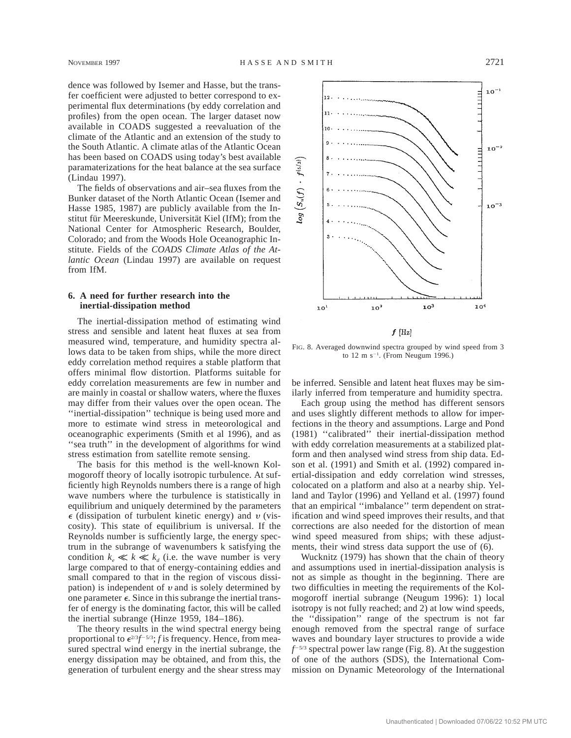dence was followed by Isemer and Hasse, but the transfer coefficient were adjusted to better correspond to experimental flux determinations (by eddy correlation and profiles) from the open ocean. The larger dataset now available in COADS suggested a reevaluation of the climate of the Atlantic and an extension of the study to the South Atlantic. A climate atlas of the Atlantic Ocean has been based on COADS using today's best available paramaterizations for the heat balance at the sea surface (Lindau 1997).

The fields of observations and air–sea fluxes from the Bunker dataset of the North Atlantic Ocean (Isemer and Hasse 1985, 1987) are publicly available from the Institut für Meereskunde, Universität Kiel (IfM); from the National Center for Atmospheric Research, Boulder, Colorado; and from the Woods Hole Oceanographic Institute. Fields of the *COADS Climate Atlas of the Atlantic Ocean* (Lindau 1997) are available on request from IfM.

## 6. A need for further research into the inertial-dissipation method

The inertial-dissipation method of estimating wind stress and sensible and latent heat fluxes at sea from measured wind, temperature, and humidity spectra allows data to be taken from ships, while the more direct eddy correlation method requires a stable platform that offers minimal flow distortion. Platforms suitable for eddy correlation measurements are few in number and are mainly in coastal or shallow waters, where the fluxes may differ from their values over the open ocean. The ''inertial-dissipation'' technique is being used more and more to estimate wind stress in meteorological and oceanographic experiments (Smith et al 1996), and as ''sea truth'' in the development of algorithms for wind stress estimation from satellite remote sensing.

The basis for this method is the well-known Kolmogoroff theory of locally isotropic turbulence. At sufficiently high Reynolds numbers there is a range of high wave numbers where the turbulence is statistically in equilibrium and uniquely determined by the parameters $\epsilon$ (dissipation of turbulent kinetic energy) and $\upsilon$ (viscosity). This state of equilibrium is universal. If the Reynolds number is sufficiently large, the energy spectrum in the subrange of wavenumbers k satisfying the condition $k_e \ll k \ll k_d$ (i.e. the wave number is very large compared to that of energy-containing eddies and small compared to that in the region of viscous dissipation) is independent of $\upsilon$ and is solely determined by one parameter $\epsilon$. Since in this subrange the inertial transfer of energy is the dominating factor, this will be called the inertial subrange (Hinze 1959, 184–186).

The theory results in the wind spectral energy being proportional to $\epsilon^{2/3}f^{-5/3}$; $f$ is frequency. Hence, from measured spectral wind energy in the inertial subrange, the energy dissipation may be obtained, and from this, the generation of turbulent energy and the shear stress may be inferred. Sensible and latent heat fluxes may be similarly inferred from temperature and humidity spectra.

FIG. 8. Averaged downwind spectra grouped by wind speed from 3 to 12 m s$^{-1}$. (From Neugum 1996.)

Each group using the method has different sensors and uses slightly different methods to allow for imperfections in the theory and assumptions. Large and Pond (1981) ''calibrated'' their inertial-dissipation method with eddy correlation measurements at a stabilized platform and then analysed wind stress from ship data. Edson et al. (1991) and Smith et al. (1992) compared inertial-dissipation and eddy correlation wind stresses, colocated on a platform and also at a nearby ship. Yelland and Taylor (1996) and Yelland et al. (1997) found that an empirical ''imbalance'' term dependent on stratification and wind speed improves their results, and that corrections are also needed for the distortion of mean wind speed measured from ships; with these adjustments, their wind stress data support the use of (6).

Wucknitz (1979) has shown that the chain of theory and assumptions used in inertial-dissipation analysis is not as simple as thought in the beginning. There are two difficulties in meeting the requirements of the Kolmogoroff inertial subrange (Neugum 1996): 1) local isotropy is not fully reached; and 2) at low wind speeds, the ''dissipation'' range of the spectrum is not far enough removed from the spectral range of surface waves and boundary layer structures to provide a wide $f^{-5/3}$ spectral power law range (Fig. 8). At the suggestion of one of the authors (SDS), the International Commission on Dynamic Meteorology of the International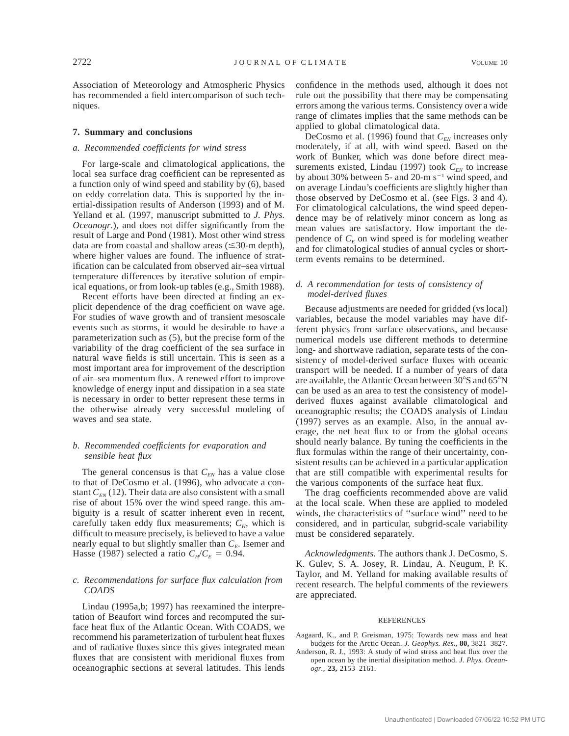Association of Meteorology and Atmospheric Physics has recommended a field intercomparison of such techniques.

## 7. Summary and conclusions

### *a. Recommended coefficients for wind stress*

For large-scale and climatological applications, the local sea surface drag coefficient can be represented as a function only of wind speed and stability by (6), based on eddy correlation data. This is supported by the inertial-dissipation results of Anderson (1993) and of M. Yelland et al. (1997, manuscript submitted to *J. Phys. Oceanogr.*), and does not differ significantly from the result of Large and Pond (1981). Most other wind stress data are from coastal and shallow areas ($\leq$30-m depth), where higher values are found. The influence of stratification can be calculated from observed air–sea virtual temperature differences by iterative solution of empirical equations, or from look-up tables (e.g., Smith 1988).

Recent efforts have been directed at finding an explicit dependence of the drag coefficient on wave age. For studies of wave growth and of transient mesoscale events such as storms, it would be desirable to have a parameterization such as (5), but the precise form of the variability of the drag coefficient of the sea surface in natural wave fields is still uncertain. This is seen as a most important area for improvement of the description of air–sea momentum flux. A renewed effort to improve knowledge of energy input and dissipation in a sea state is necessary in order to better represent these terms in the otherwise already very successful modeling of waves and sea state.

### *b. Recommended coefficients for evaporation and sensible heat flux*

The general concensus is that $C_{EN}$ has a value close to that of DeCosmo et al. (1996), who advocate a constant $C_{EN}$ (12). Their data are also consistent with a small rise of about 15% over the wind speed range. this ambiguity is a result of scatter inherent even in recent, carefully taken eddy flux measurements; $C_H$, which is difficult to measure precisely, is believed to have a value nearly equal to but slightly smaller than $C_E$. Isemer and Hasse (1987) selected a ratio $C_H/C_E = 0.94$.

### *c. Recommendations for surface flux calculation from COADS*

Lindau (1995a,b; 1997) has reexamined the interpretation of Beaufort wind forces and recomputed the surface heat flux of the Atlantic Ocean. With COADS, we recommend his parameterization of turbulent heat fluxes and of radiative fluxes since this gives integrated mean fluxes that are consistent with meridional fluxes from oceanographic sections at several latitudes. This lends confidence in the methods used, although it does not rule out the possibility that there may be compensating errors among the various terms. Consistency over a wide range of climates implies that the same methods can be applied to global climatological data.

DeCosmo et al. (1996) found that $C_{EN}$ increases only moderately, if at all, with wind speed. Based on the work of Bunker, which was done before direct measurements existed, Lindau (1997) took $C_{EN}$ to increase by about 30% between 5- and 20-m s$^{-1}$ wind speed, and on average Lindau's coefficients are slightly higher than those observed by DeCosmo et al. (see Figs. 3 and 4). For climatological calculations, the wind speed dependence may be of relatively minor concern as long as mean values are satisfactory. How important the dependence of $C_E$ on wind speed is for modeling weather and for climatological studies of annual cycles or short-term events remains to be determined.

### *d. A recommendation for tests of consistency of model-derived fluxes*

Because adjustments are needed for gridded (vs local) variables, because the model variables may have different physics from surface observations, and because numerical models use different methods to determine long- and shortwave radiation, separate tests of the consistency of model-derived surface fluxes with oceanic transport will be needed. If a number of years of data are available, the Atlantic Ocean between 30°S and 65°N can be used as an area to test the consistency of model-derived fluxes against available climatological and oceanographic results; the COADS analysis of Lindau (1997) serves as an example. Also, in the annual average, the net heat flux to or from the global oceans should nearly balance. By tuning the coefficients in the flux formulas within the range of their uncertainty, consistent results can be achieved in a particular application that are still compatible with experimental results for the various components of the surface heat flux.

The drag coefficients recommended above are valid at the local scale. When these are applied to modeled winds, the characteristics of ''surface wind'' need to be considered, and in particular, subgrid-scale variability must be considered separately.

*Acknowledgments.* The authors thank J. DeCosmo, S. K. Gulev, S. A. Josey, R. Lindau, A. Neugum, P. K. Taylor, and M. Yelland for making available results of recent research. The helpful comments of the reviewers are appreciated.

## REFERENCES

Aagaard, K., and P. Greisman, 1975: Towards new mass and heat budgets for the Arctic Ocean. *J. Geophys. Res.,* **80,** 3821–3827.

Anderson, R. J., 1993: A study of wind stress and heat flux over the open ocean by the inertial dissipation method. *J. Phys. Oceanogr.,* **23,** 2153–2161.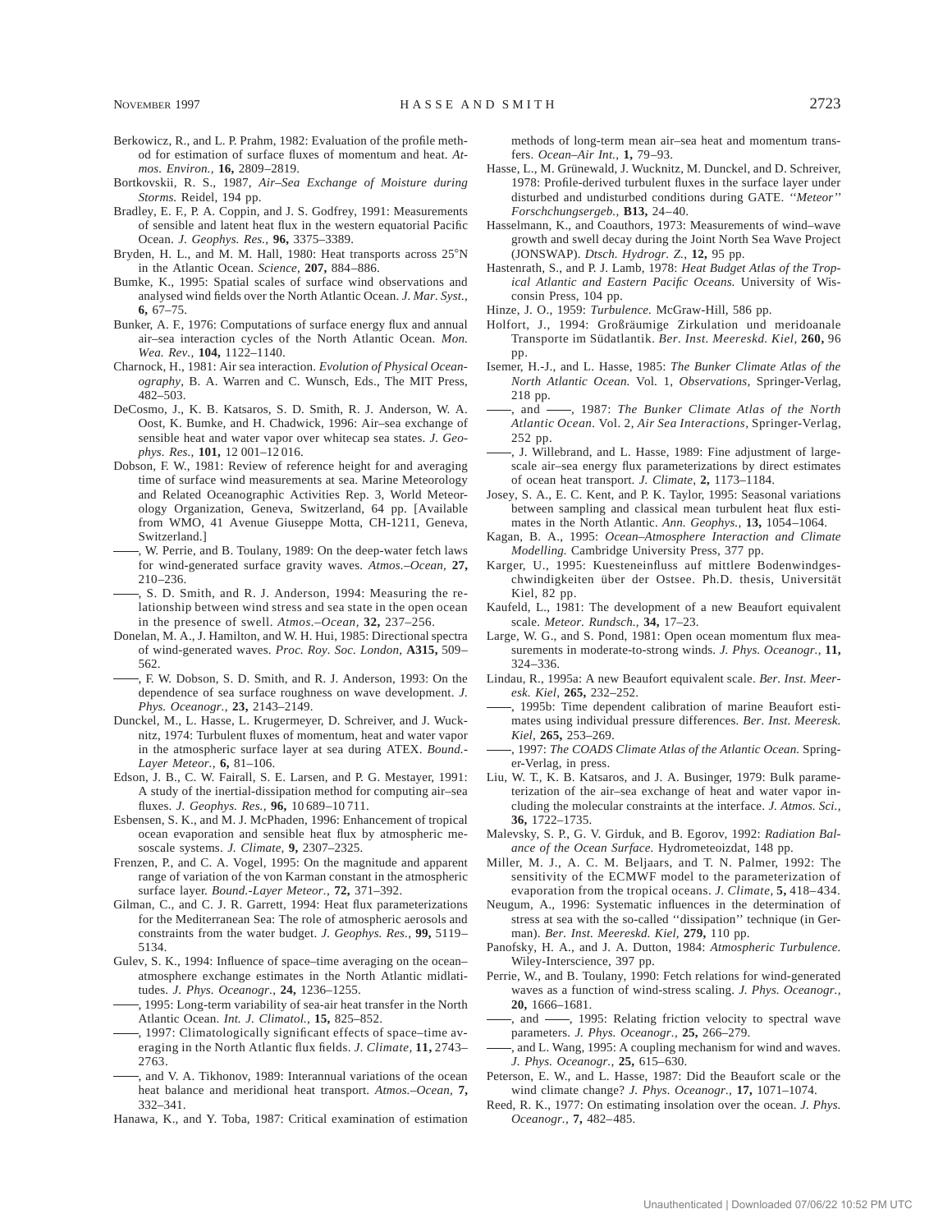Berkowicz, R., and L. P. Prahm, 1982: Evaluation of the profile method for estimation of surface fluxes of momentum and heat. *Atmos. Environ.,* **16,** 2809–2819.

Bortkovskii, R. S., 1987, *Air–Sea Exchange of Moisture during Storms.* Reidel, 194 pp.

Bradley, E. F., P. A. Coppin, and J. S. Godfrey, 1991: Measurements of sensible and latent heat flux in the western equatorial Pacific Ocean. *J. Geophys. Res.,* **96,** 3375–3389.

Bryden, H. L., and M. M. Hall, 1980: Heat transports across 25°N in the Atlantic Ocean. *Science,* **207,** 884–886.

Bumke, K., 1995: Spatial scales of surface wind observations and analysed wind fields over the North Atlantic Ocean. *J. Mar. Syst.,* **6,** 67–75.

Bunker, A. F., 1976: Computations of surface energy flux and annual air–sea interaction cycles of the North Atlantic Ocean. *Mon. Wea. Rev.,* **104,** 1122–1140.

Charnock, H., 1981: Air sea interaction. *Evolution of Physical Oceanography,* B. A. Warren and C. Wunsch, Eds., The MIT Press, 482–503.

DeCosmo, J., K. B. Katsaros, S. D. Smith, R. J. Anderson, W. A. Oost, K. Bumke, and H. Chadwick, 1996: Air–sea exchange of sensible heat and water vapor over whitecap sea states. *J. Geophys. Res.,* **101,** 12 001–12 016.

Dobson, F. W., 1981: Review of reference height for and averaging time of surface wind measurements at sea. Marine Meteorology and Related Oceanographic Activities Rep. 3, World Meteorology Organization, Geneva, Switzerland, 64 pp. [Available from WMO, 41 Avenue Giuseppe Motta, CH-1211, Geneva, Switzerland.]

——, W. Perrie, and B. Toulany, 1989: On the deep-water fetch laws for wind-generated surface gravity waves. *Atmos.–Ocean,* **27,** 210–236.

——, S. D. Smith, and R. J. Anderson, 1994: Measuring the relationship between wind stress and sea state in the open ocean in the presence of swell. *Atmos.–Ocean,* **32,** 237–256.

Donelan, M. A., J. Hamilton, and W. H. Hui, 1985: Directional spectra of wind-generated waves. *Proc. Roy. Soc. London,* **A315,** 509–562.

——, F. W. Dobson, S. D. Smith, and R. J. Anderson, 1993: On the dependence of sea surface roughness on wave development. *J. Phys. Oceanogr.,* **23,** 2143–2149.

Dunckel, M., L. Hasse, L. Krugermeyer, D. Schreiver, and J. Wucknitz, 1974: Turbulent fluxes of momentum, heat and water vapor in the atmospheric surface layer at sea during ATEX. *Bound.-Layer Meteor.,* **6,** 81–106.

Edson, J. B., C. W. Fairall, S. E. Larsen, and P. G. Mestayer, 1991: A study of the inertial-dissipation method for computing air–sea fluxes. *J. Geophys. Res.,* **96,** 10 689–10 711.

Esbensen, S. K., and M. J. McPhaden, 1996: Enhancement of tropical ocean evaporation and sensible heat flux by atmospheric mesoscale systems. *J. Climate,* **9,** 2307–2325.

Frenzen, P., and C. A. Vogel, 1995: On the magnitude and apparent range of variation of the von Karman constant in the atmospheric surface layer. *Bound.-Layer Meteor.,* **72,** 371–392.

Gilman, C., and C. J. R. Garrett, 1994: Heat flux parameterizations for the Mediterranean Sea: The role of atmospheric aerosols and constraints from the water budget. *J. Geophys. Res.,* **99,** 5119–5134.

Gulev, S. K., 1994: Influence of space–time averaging on the ocean–atmosphere exchange estimates in the North Atlantic midlatitudes. *J. Phys. Oceanogr.,* **24,** 1236–1255.

——, 1995: Long-term variability of sea-air heat transfer in the North Atlantic Ocean. *Int. J. Climatol.,* **15,** 825–852.

——, 1997: Climatologically significant effects of space–time averaging in the North Atlantic flux fields. *J. Climate,* **11,** 2743–2763.

——, and V. A. Tikhonov, 1989: Interannual variations of the ocean heat balance and meridional heat transport. *Atmos.–Ocean,* **7,** 332–341.

Hanawa, K., and Y. Toba, 1987: Critical examination of estimation methods of long-term mean air–sea heat and momentum transfers. *Ocean–Air Int.,* **1,** 79–93.

Hasse, L., M. Grünewald, J. Wucknitz, M. Dunckel, and D. Schreiver, 1978: Profile-derived turbulent fluxes in the surface layer under disturbed and undisturbed conditions during GATE. *''Meteor'' Forschchungsergeb.,* **B13,** 24–40.

Hasselmann, K., and Coauthors, 1973: Measurements of wind–wave growth and swell decay during the Joint North Sea Wave Project (JONSWAP). *Dtsch. Hydrogr. Z.,* **12,** 95 pp.

Hastenrath, S., and P. J. Lamb, 1978: *Heat Budget Atlas of the Tropical Atlantic and Eastern Pacific Oceans.* University of Wisconsin Press, 104 pp.

Hinze, J. O., 1959: *Turbulence.* McGraw-Hill, 586 pp.

Holfort, J., 1994: Großräumige Zirkulation und meridoanale Transporte im Südatlantik. *Ber. Inst. Meereskd. Kiel,* **260,** 96 pp.

Isemer, H.-J., and L. Hasse, 1985: *The Bunker Climate Atlas of the North Atlantic Ocean.* Vol. 1, *Observations,* Springer-Verlag, 218 pp.

——, and ——, 1987: *The Bunker Climate Atlas of the North Atlantic Ocean.* Vol. 2, *Air Sea Interactions,* Springer-Verlag, 252 pp.

——, J. Willebrand, and L. Hasse, 1989: Fine adjustment of large-scale air–sea energy flux parameterizations by direct estimates of ocean heat transport. *J. Climate,* **2,** 1173–1184.

Josey, S. A., E. C. Kent, and P. K. Taylor, 1995: Seasonal variations between sampling and classical mean turbulent heat flux estimates in the North Atlantic. *Ann. Geophys.,* **13,** 1054–1064.

Kagan, B. A., 1995: *Ocean–Atmosphere Interaction and Climate Modelling.* Cambridge University Press, 377 pp.

Karger, U., 1995: Kuesteneinfluss auf mittlere Bodenwindgeschwindigkeiten über der Ostsee. Ph.D. thesis, Universität Kiel, 82 pp.

Kaufeld, L., 1981: The development of a new Beaufort equivalent scale. *Meteor. Rundsch.,* **34,** 17–23.

Large, W. G., and S. Pond, 1981: Open ocean momentum flux measurements in moderate-to-strong winds. *J. Phys. Oceanogr.,* **11,** 324–336.

Lindau, R., 1995a: A new Beaufort equivalent scale. *Ber. Inst. Meeresk. Kiel,* **265,** 232–252.

——, 1995b: Time dependent calibration of marine Beaufort estimates using individual pressure differences. *Ber. Inst. Meeresk. Kiel,* **265,** 253–269.

——, 1997: *The COADS Climate Atlas of the Atlantic Ocean.* Springer-Verlag, in press.

Liu, W. T., K. B. Katsaros, and J. A. Businger, 1979: Bulk parameterization of the air–sea exchange of heat and water vapor including the molecular constraints at the interface. *J. Atmos. Sci.,* **36,** 1722–1735.

Malevsky, S. P., G. V. Girduk, and B. Egorov, 1992: *Radiation Balance of the Ocean Surface.* Hydrometeoizdat, 148 pp.

Miller, M. J., A. C. M. Beljaars, and T. N. Palmer, 1992: The sensitivity of the ECMWF model to the parameterization of evaporation from the tropical oceans. *J. Climate,* **5,** 418–434.

Neugum, A., 1996: Systematic influences in the determination of stress at sea with the so-called ''dissipation'' technique (in German). *Ber. Inst. Meereskd. Kiel,* **279,** 110 pp.

Panofsky, H. A., and J. A. Dutton, 1984: *Atmospheric Turbulence.* Wiley-Interscience, 397 pp.

Perrie, W., and B. Toulany, 1990: Fetch relations for wind-generated waves as a function of wind-stress scaling. *J. Phys. Oceanogr.,* **20,** 1666–1681.

——, and ——, 1995: Relating friction velocity to spectral wave parameters. *J. Phys. Oceanogr.,* **25,** 266–279.

——, and L. Wang, 1995: A coupling mechanism for wind and waves. *J. Phys. Oceanogr.,* **25,** 615–630.

Peterson, E. W., and L. Hasse, 1987: Did the Beaufort scale or the wind climate change? *J. Phys. Oceanogr.,* **17,** 1071–1074.

Reed, R. K., 1977: On estimating insolation over the ocean. *J. Phys. Oceanogr.,* **7,** 482–485.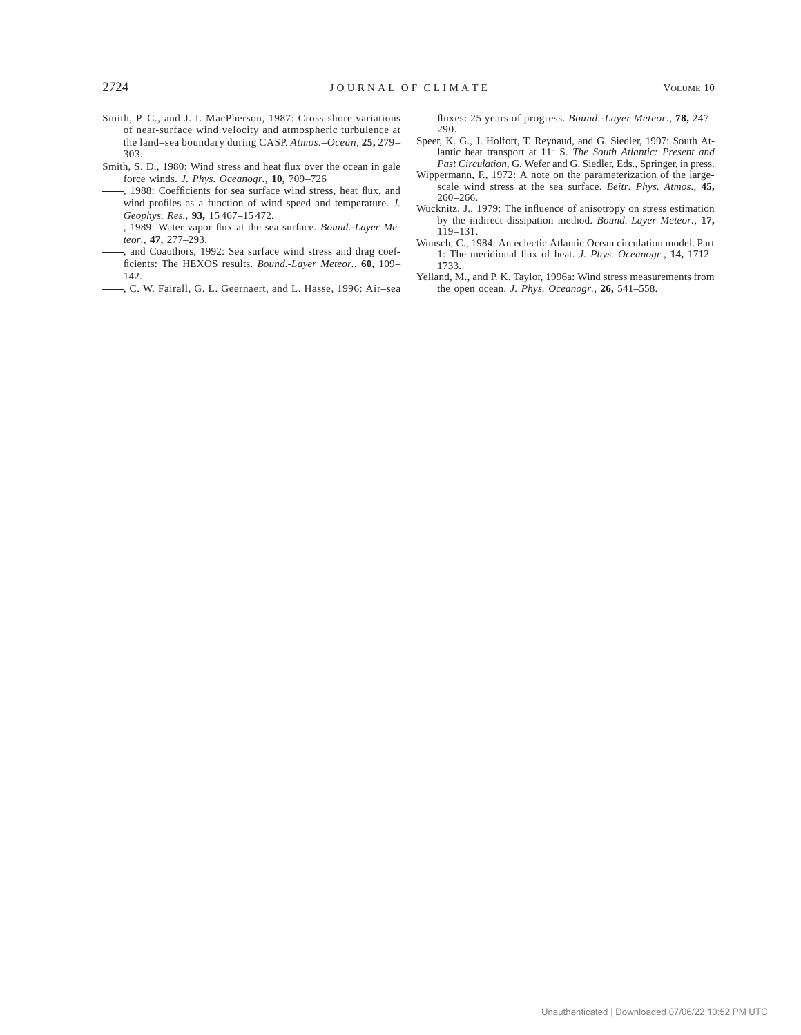Smith, P. C., and J. I. MacPherson, 1987: Cross-shore variations of near-surface wind velocity and atmospheric turbulence at the land–sea boundary during CASP. *Atmos.–Ocean,* **25,** 279–303.

Smith, S. D., 1980: Wind stress and heat flux over the ocean in gale force winds. *J. Phys. Oceanogr.,* **10,** 709–726

——, 1988: Coefficients for sea surface wind stress, heat flux, and wind profiles as a function of wind speed and temperature. *J. Geophys. Res.,* **93,** 15 467–15 472.

——, 1989: Water vapor flux at the sea surface. *Bound.-Layer Meteor.,* **47,** 277–293.

——, and Coauthors, 1992: Sea surface wind stress and drag coefficients: The HEXOS results. *Bound.-Layer Meteor.,* **60,** 109–142.

——, C. W. Fairall, G. L. Geernaert, and L. Hasse, 1996: Air–sea fluxes: 25 years of progress. *Bound.-Layer Meteor.,* **78,** 247–290.

Speer, K. G., J. Holfort, T. Reynaud, and G. Siedler, 1997: South Atlantic heat transport at 11° S. *The South Atlantic: Present and Past Circulation,* G. Wefer and G. Siedler, Eds., Springer, in press.

Wippermann, F., 1972: A note on the parameterization of the large-scale wind stress at the sea surface. *Beitr. Phys. Atmos.,* **45,** 260–266.

Wucknitz, J., 1979: The influence of anisotropy on stress estimation by the indirect dissipation method. *Bound.-Layer Meteor.,* **17,** 119–131.

Wunsch, C., 1984: An eclectic Atlantic Ocean circulation model. Part 1: The meridional flux of heat. *J. Phys. Oceanogr.,* **14,** 1712–1733.

Yelland, M., and P. K. Taylor, 1996a: Wind stress measurements from the open ocean. *J. Phys. Oceanogr.,* **26,** 541–558.